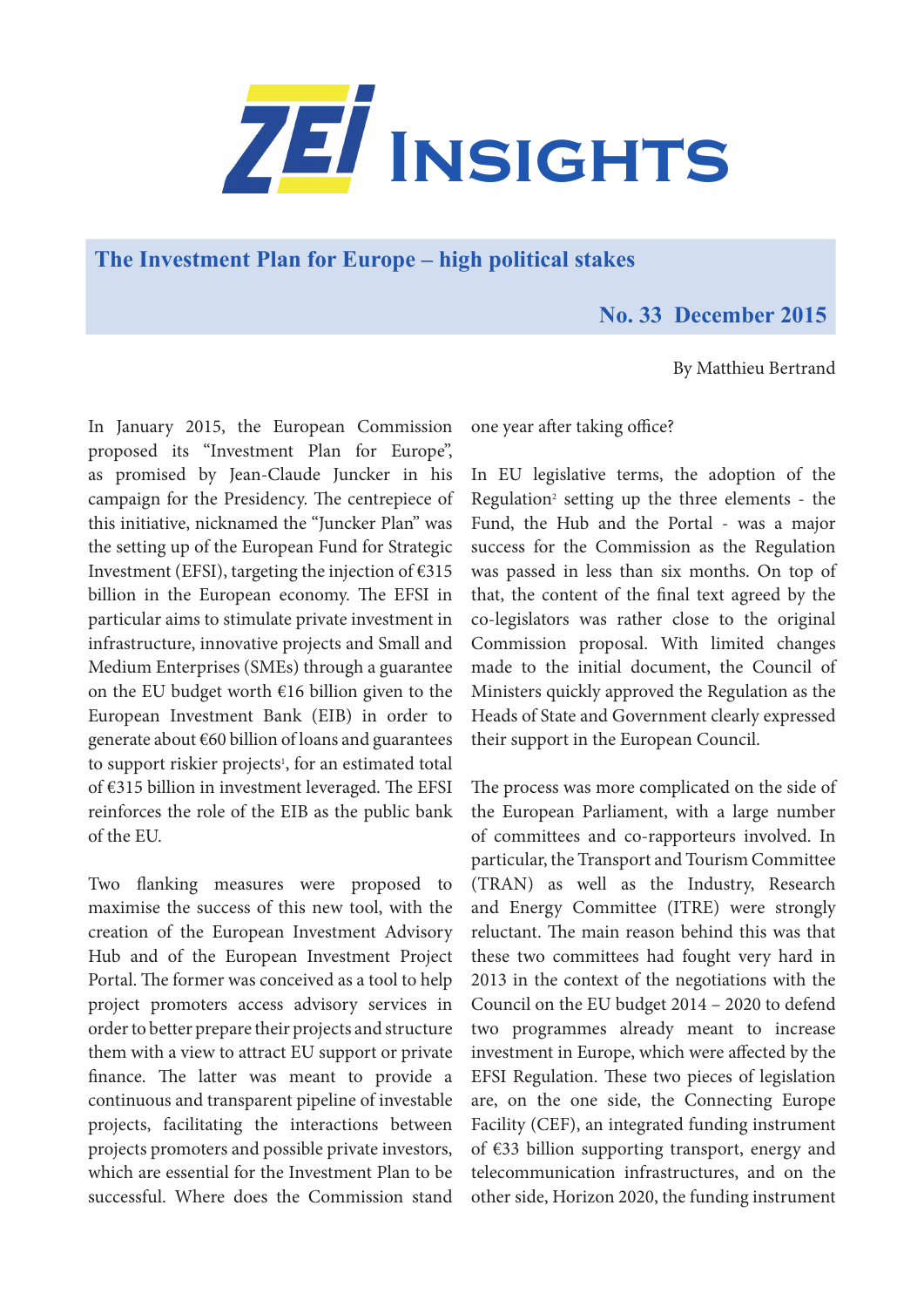# ZEI Insights

## The Investment Plan for Europe – high political stakes

**No. 33 December 2015**

By Matthieu Bertrand

In January 2015, the European Commission proposed its "Investment Plan for Europe", as promised by Jean-Claude Juncker in his campaign for the Presidency. The centrepiece of this initiative, nicknamed the "Juncker Plan" was the setting up of the European Fund for Strategic Investment (EFSI), targeting the injection of €315 billion in the European economy. The EFSI in particular aims to stimulate private investment in infrastructure, innovative projects and Small and Medium Enterprises (SMEs) through a guarantee on the EU budget worth €16 billion given to the European Investment Bank (EIB) in order to generate about €60 billion of loans and guarantees to support riskier projects[1], for an estimated total of €315 billion in investment leveraged. The EFSI reinforces the role of the EIB as the public bank of the EU.

Two flanking measures were proposed to maximise the success of this new tool, with the creation of the European Investment Advisory Hub and of the European Investment Project Portal. The former was conceived as a tool to help project promoters access advisory services in order to better prepare their projects and structure them with a view to attract EU support or private finance. The latter was meant to provide a continuous and transparent pipeline of investable projects, facilitating the interactions between projects promoters and possible private investors, which are essential for the Investment Plan to be successful. Where does the Commission stand one year after taking office?

In EU legislative terms, the adoption of the Regulation[2] setting up the three elements - the Fund, the Hub and the Portal - was a major success for the Commission as the Regulation was passed in less than six months. On top of that, the content of the final text agreed by the co-legislators was rather close to the original Commission proposal. With limited changes made to the initial document, the Council of Ministers quickly approved the Regulation as the Heads of State and Government clearly expressed their support in the European Council.

The process was more complicated on the side of the European Parliament, with a large number of committees and co-rapporteurs involved. In particular, the Transport and Tourism Committee (TRAN) as well as the Industry, Research and Energy Committee (ITRE) were strongly reluctant. The main reason behind this was that these two committees had fought very hard in 2013 in the context of the negotiations with the Council on the EU budget 2014 – 2020 to defend two programmes already meant to increase investment in Europe, which were affected by the EFSI Regulation. These two pieces of legislation are, on the one side, the Connecting Europe Facility (CEF), an integrated funding instrument of €33 billion supporting transport, energy and telecommunication infrastructures, and on the other side, Horizon 2020, the funding instrument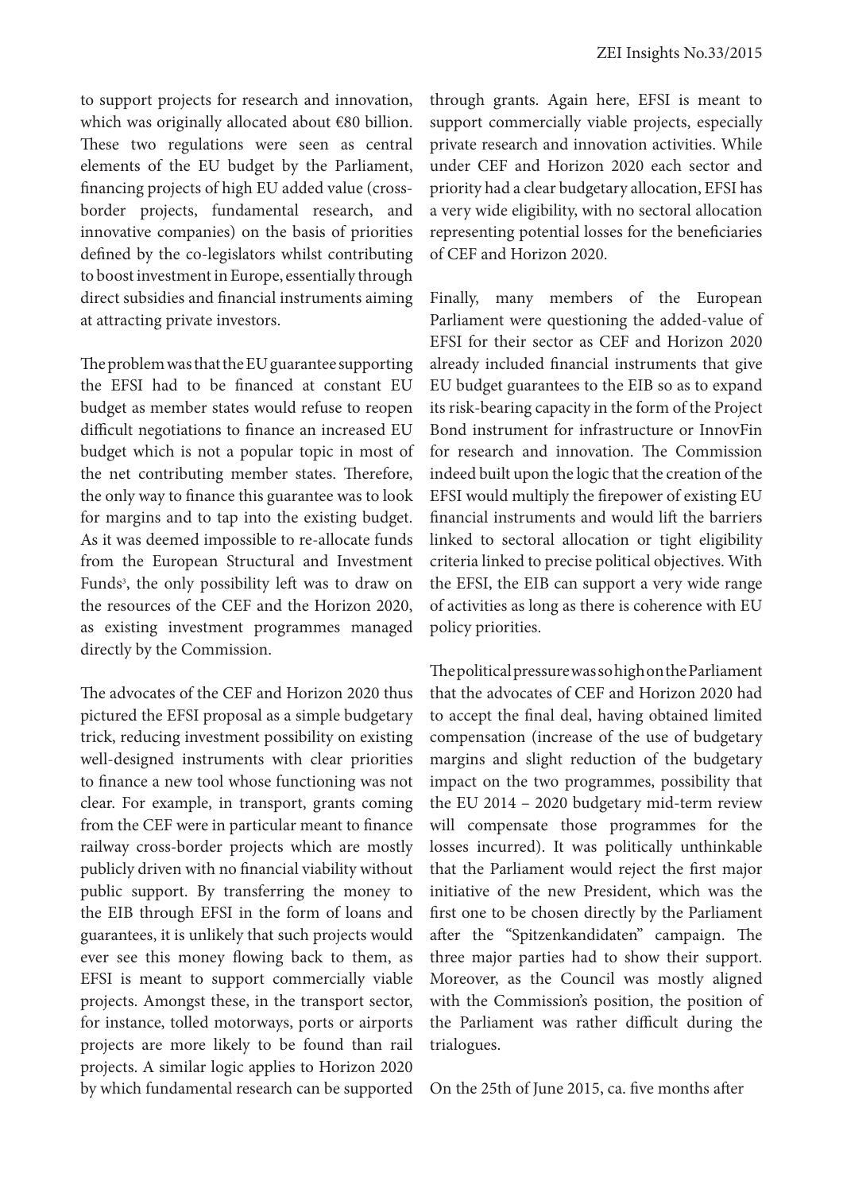to support projects for research and innovation, which was originally allocated about €80 billion. These two regulations were seen as central elements of the EU budget by the Parliament, financing projects of high EU added value (cross-border projects, fundamental research, and innovative companies) on the basis of priorities defined by the co-legislators whilst contributing to boost investment in Europe, essentially through direct subsidies and financial instruments aiming at attracting private investors.

The problem was that the EU guarantee supporting the EFSI had to be financed at constant EU budget as member states would refuse to reopen difficult negotiations to finance an increased EU budget which is not a popular topic in most of the net contributing member states. Therefore, the only way to finance this guarantee was to look for margins and to tap into the existing budget. As it was deemed impossible to re-allocate funds from the European Structural and Investment Funds[3], the only possibility left was to draw on the resources of the CEF and the Horizon 2020, as existing investment programmes managed directly by the Commission.

The advocates of the CEF and Horizon 2020 thus pictured the EFSI proposal as a simple budgetary trick, reducing investment possibility on existing well-designed instruments with clear priorities to finance a new tool whose functioning was not clear. For example, in transport, grants coming from the CEF were in particular meant to finance railway cross-border projects which are mostly publicly driven with no financial viability without public support. By transferring the money to the EIB through EFSI in the form of loans and guarantees, it is unlikely that such projects would ever see this money flowing back to them, as EFSI is meant to support commercially viable projects. Amongst these, in the transport sector, for instance, tolled motorways, ports or airports projects are more likely to be found than rail projects. A similar logic applies to Horizon 2020 by which fundamental research can be supported through grants. Again here, EFSI is meant to support commercially viable projects, especially private research and innovation activities. While under CEF and Horizon 2020 each sector and priority had a clear budgetary allocation, EFSI has a very wide eligibility, with no sectoral allocation representing potential losses for the beneficiaries of CEF and Horizon 2020.

Finally, many members of the European Parliament were questioning the added-value of EFSI for their sector as CEF and Horizon 2020 already included financial instruments that give EU budget guarantees to the EIB so as to expand its risk-bearing capacity in the form of the Project Bond instrument for infrastructure or InnovFin for research and innovation. The Commission indeed built upon the logic that the creation of the EFSI would multiply the firepower of existing EU financial instruments and would lift the barriers linked to sectoral allocation or tight eligibility criteria linked to precise political objectives. With the EFSI, the EIB can support a very wide range of activities as long as there is coherence with EU policy priorities.

The political pressure was so high on the Parliament that the advocates of CEF and Horizon 2020 had to accept the final deal, having obtained limited compensation (increase of the use of budgetary margins and slight reduction of the budgetary impact on the two programmes, possibility that the EU 2014 – 2020 budgetary mid-term review will compensate those programmes for the losses incurred). It was politically unthinkable that the Parliament would reject the first major initiative of the new President, which was the first one to be chosen directly by the Parliament after the "Spitzenkandidaten" campaign. The three major parties had to show their support. Moreover, as the Council was mostly aligned with the Commission's position, the position of the Parliament was rather difficult during the trialogues.

On the 25th of June 2015, ca. five months after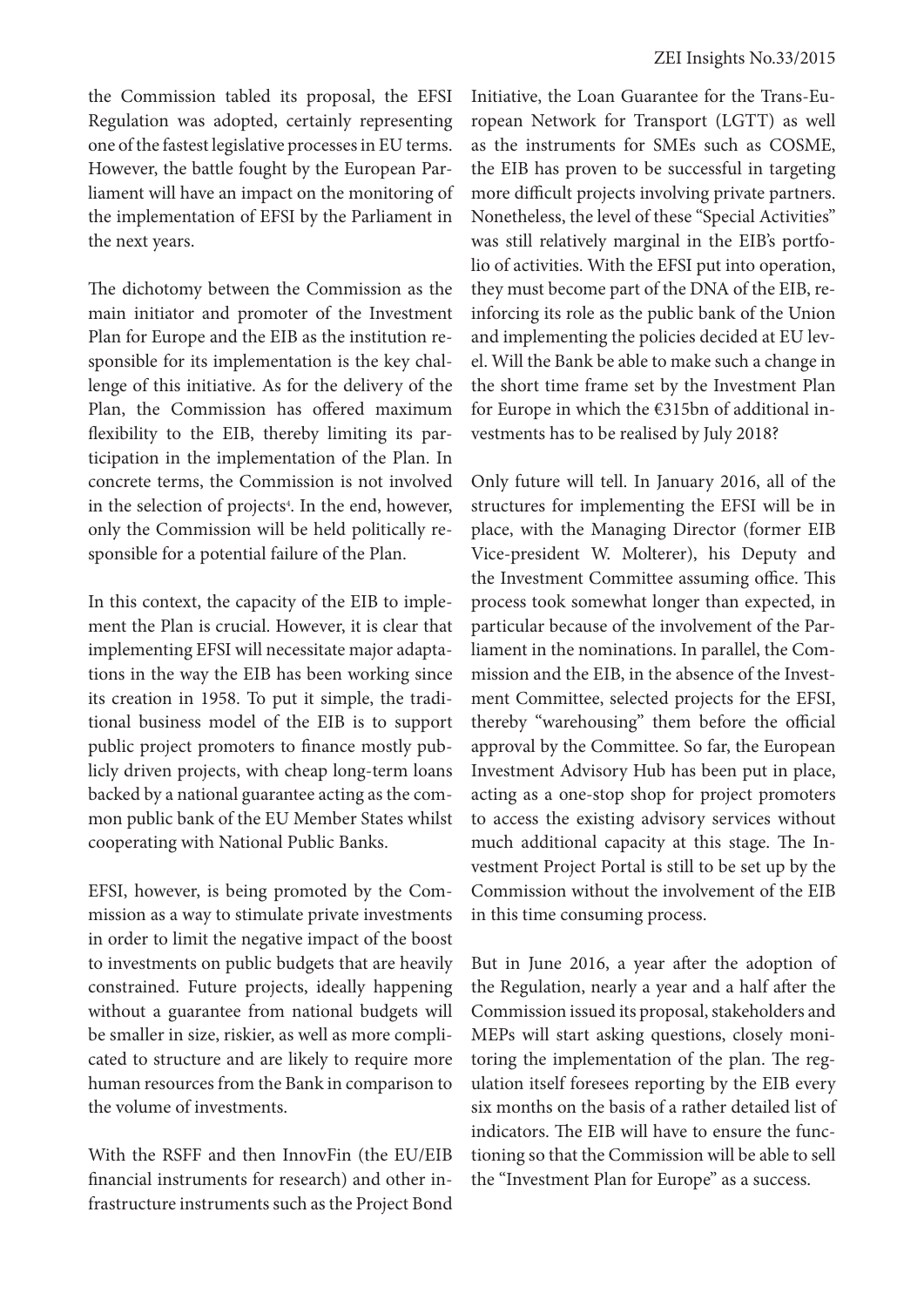the Commission tabled its proposal, the EFSI Regulation was adopted, certainly representing one of the fastest legislative processes in EU terms. However, the battle fought by the European Parliament will have an impact on the monitoring of the implementation of EFSI by the Parliament in the next years.

The dichotomy between the Commission as the main initiator and promoter of the Investment Plan for Europe and the EIB as the institution responsible for its implementation is the key challenge of this initiative. As for the delivery of the Plan, the Commission has offered maximum flexibility to the EIB, thereby limiting its participation in the implementation of the Plan. In concrete terms, the Commission is not involved in the selection of projects[4]. In the end, however, only the Commission will be held politically responsible for a potential failure of the Plan.

In this context, the capacity of the EIB to implement the Plan is crucial. However, it is clear that implementing EFSI will necessitate major adaptations in the way the EIB has been working since its creation in 1958. To put it simple, the traditional business model of the EIB is to support public project promoters to finance mostly publicly driven projects, with cheap long-term loans backed by a national guarantee acting as the common public bank of the EU Member States whilst cooperating with National Public Banks.

EFSI, however, is being promoted by the Commission as a way to stimulate private investments in order to limit the negative impact of the boost to investments on public budgets that are heavily constrained. Future projects, ideally happening without a guarantee from national budgets will be smaller in size, riskier, as well as more complicated to structure and are likely to require more human resources from the Bank in comparison to the volume of investments.

With the RSFF and then InnovFin (the EU/EIB financial instruments for research) and other infrastructure instruments such as the Project Bond Initiative, the Loan Guarantee for the Trans-European Network for Transport (LGTT) as well as the instruments for SMEs such as COSME, the EIB has proven to be successful in targeting more difficult projects involving private partners. Nonetheless, the level of these "Special Activities" was still relatively marginal in the EIB's portfolio of activities. With the EFSI put into operation, they must become part of the DNA of the EIB, reinforcing its role as the public bank of the Union and implementing the policies decided at EU level. Will the Bank be able to make such a change in the short time frame set by the Investment Plan for Europe in which the €315bn of additional investments has to be realised by July 2018?

Only future will tell. In January 2016, all of the structures for implementing the EFSI will be in place, with the Managing Director (former EIB Vice-president W. Molterer), his Deputy and the Investment Committee assuming office. This process took somewhat longer than expected, in particular because of the involvement of the Parliament in the nominations. In parallel, the Commission and the EIB, in the absence of the Investment Committee, selected projects for the EFSI, thereby "warehousing" them before the official approval by the Committee. So far, the European Investment Advisory Hub has been put in place, acting as a one-stop shop for project promoters to access the existing advisory services without much additional capacity at this stage. The Investment Project Portal is still to be set up by the Commission without the involvement of the EIB in this time consuming process.

But in June 2016, a year after the adoption of the Regulation, nearly a year and a half after the Commission issued its proposal, stakeholders and MEPs will start asking questions, closely monitoring the implementation of the plan. The regulation itself foresees reporting by the EIB every six months on the basis of a rather detailed list of indicators. The EIB will have to ensure the functioning so that the Commission will be able to sell the "Investment Plan for Europe" as a success.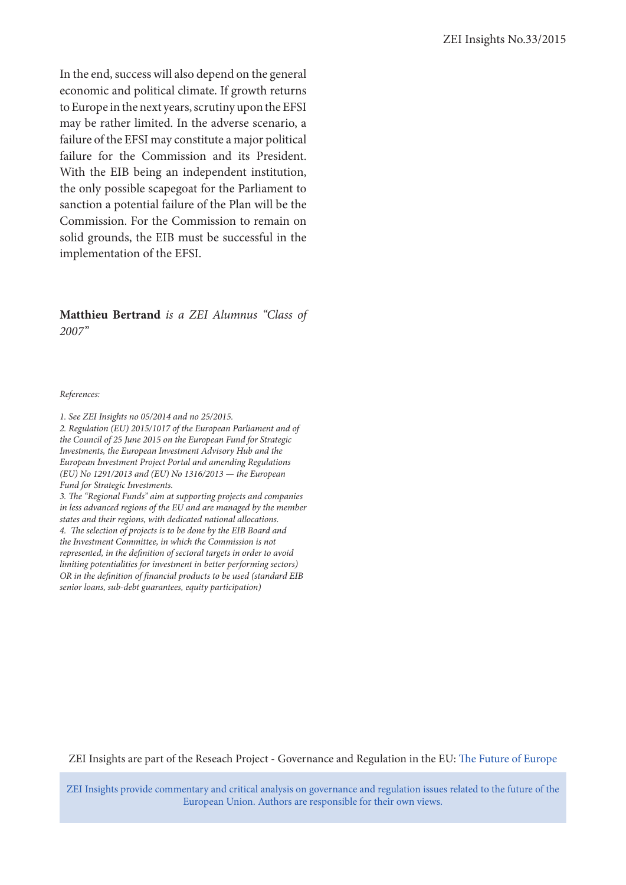In the end, success will also depend on the general economic and political climate. If growth returns to Europe in the next years, scrutiny upon the EFSI may be rather limited. In the adverse scenario, a failure of the EFSI may constitute a major political failure for the Commission and its President. With the EIB being an independent institution, the only possible scapegoat for the Parliament to sanction a potential failure of the Plan will be the Commission. For the Commission to remain on solid grounds, the EIB must be successful in the implementation of the EFSI.

**Matthieu Bertrand** *is a ZEI Alumnus "Class of 2007"*

*References:*

*1. See ZEI Insights no 05/2014 and no 25/2015.*
*2. Regulation (EU) 2015/1017 of the European Parliament and of the Council of 25 June 2015 on the European Fund for Strategic Investments, the European Investment Advisory Hub and the European Investment Project Portal and amending Regulations (EU) No 1291/2013 and (EU) No 1316/2013 — the European Fund for Strategic Investments.*
*3. The "Regional Funds" aim at supporting projects and companies in less advanced regions of the EU and are managed by the member states and their regions, with dedicated national allocations.*
*4. The selection of projects is to be done by the EIB Board and the Investment Committee, in which the Commission is not represented, in the definition of sectoral targets in order to avoid limiting potentialities for investment in better performing sectors) OR in the definition of financial products to be used (standard EIB senior loans, sub-debt guarantees, equity participation)*

ZEI Insights are part of the Reseach Project - Governance and Regulation in the EU: The Future of Europe

ZEI Insights provide commentary and critical analysis on governance and regulation issues related to the future of the European Union. Authors are responsible for their own views.